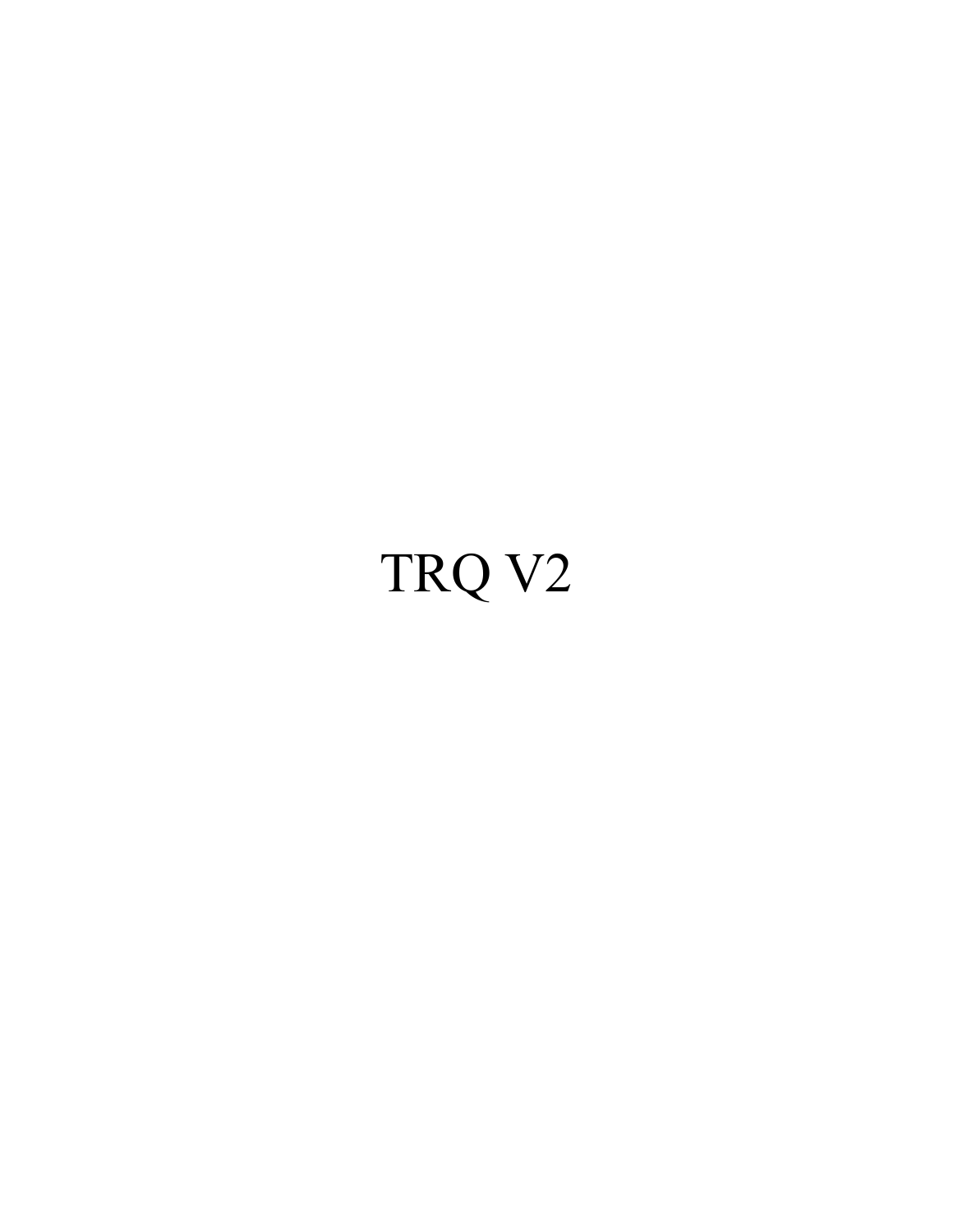# TRQ V2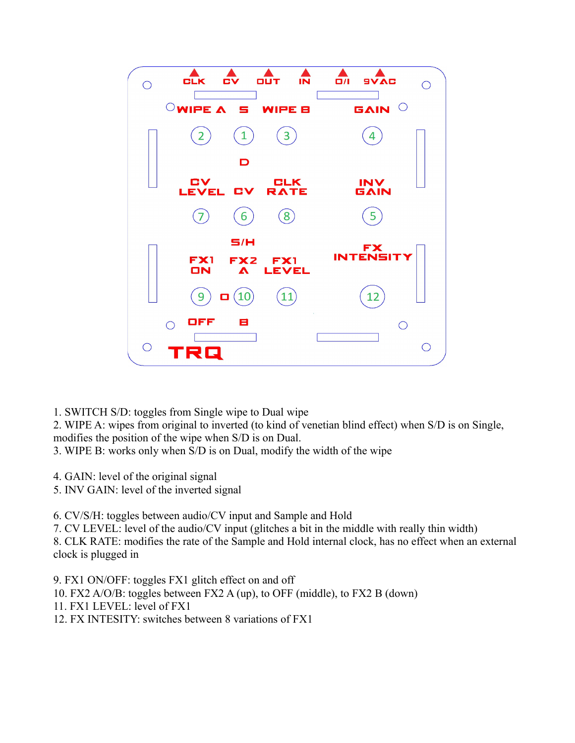1. SWITCH S/D: toggles from Single wipe to Dual wipe
2. WIPE A: wipes from original to inverted (to kind of venetian blind effect) when S/D is on Single, modifies the position of the wipe when S/D is on Dual.
3. WIPE B: works only when S/D is on Dual, modify the width of the wipe

4. GAIN: level of the original signal
5. INV GAIN: level of the inverted signal

6. CV/S/H: toggles between audio/CV input and Sample and Hold
7. CV LEVEL: level of the audio/CV input (glitches a bit in the middle with really thin width)
8. CLK RATE: modifies the rate of the Sample and Hold internal clock, has no effect when an external clock is plugged in

9. FX1 ON/OFF: toggles FX1 glitch effect on and off
10. FX2 A/O/B: toggles between FX2 A (up), to OFF (middle), to FX2 B (down)
11. FX1 LEVEL: level of FX1
12. FX INTESITY: switches between 8 variations of FX1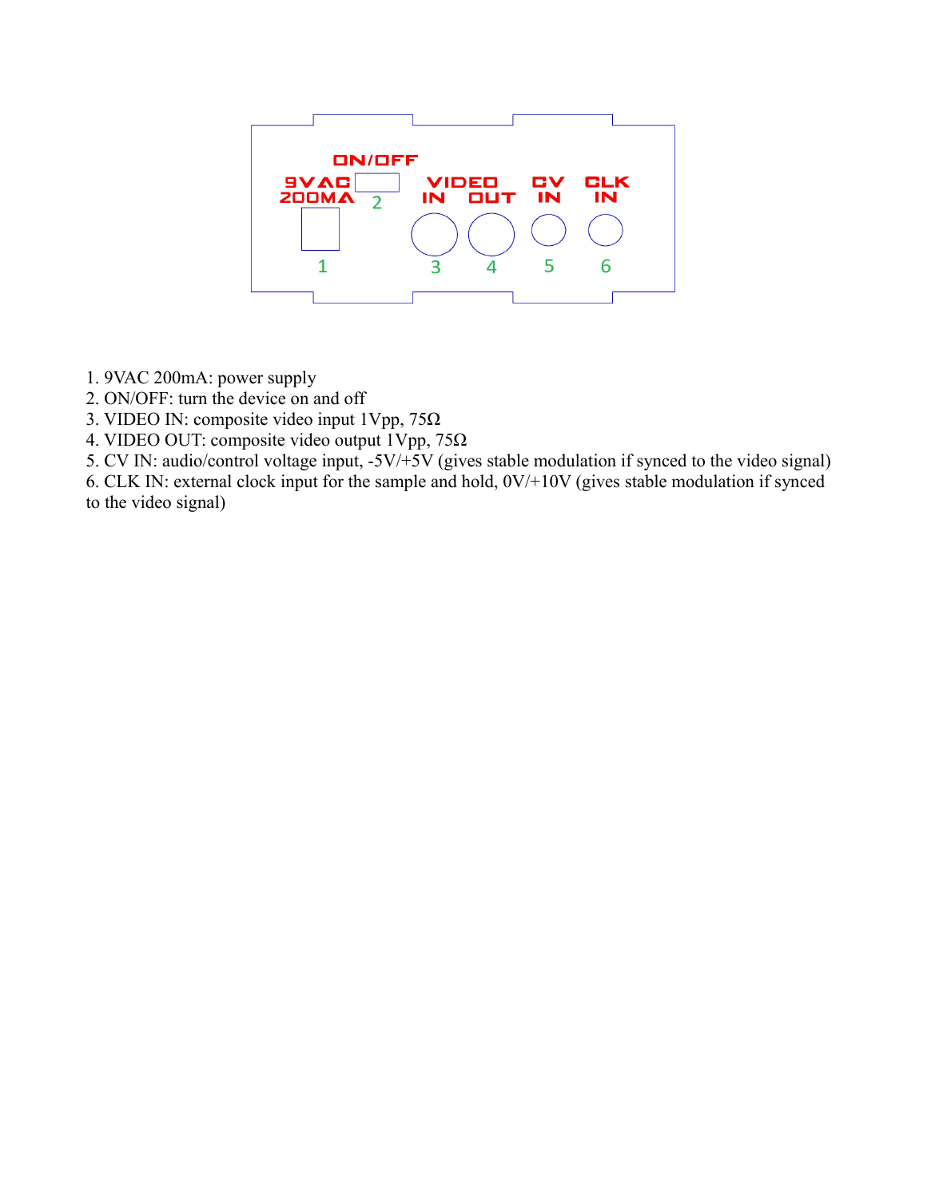1. 9VAC 200mA: power supply
2. ON/OFF: turn the device on and off
3. VIDEO IN: composite video input 1Vpp, 75Ω
4. VIDEO OUT: composite video output 1Vpp, 75Ω
5. CV IN: audio/control voltage input, -5V/+5V (gives stable modulation if synced to the video signal)
6. CLK IN: external clock input for the sample and hold, 0V/+10V (gives stable modulation if synced to the video signal)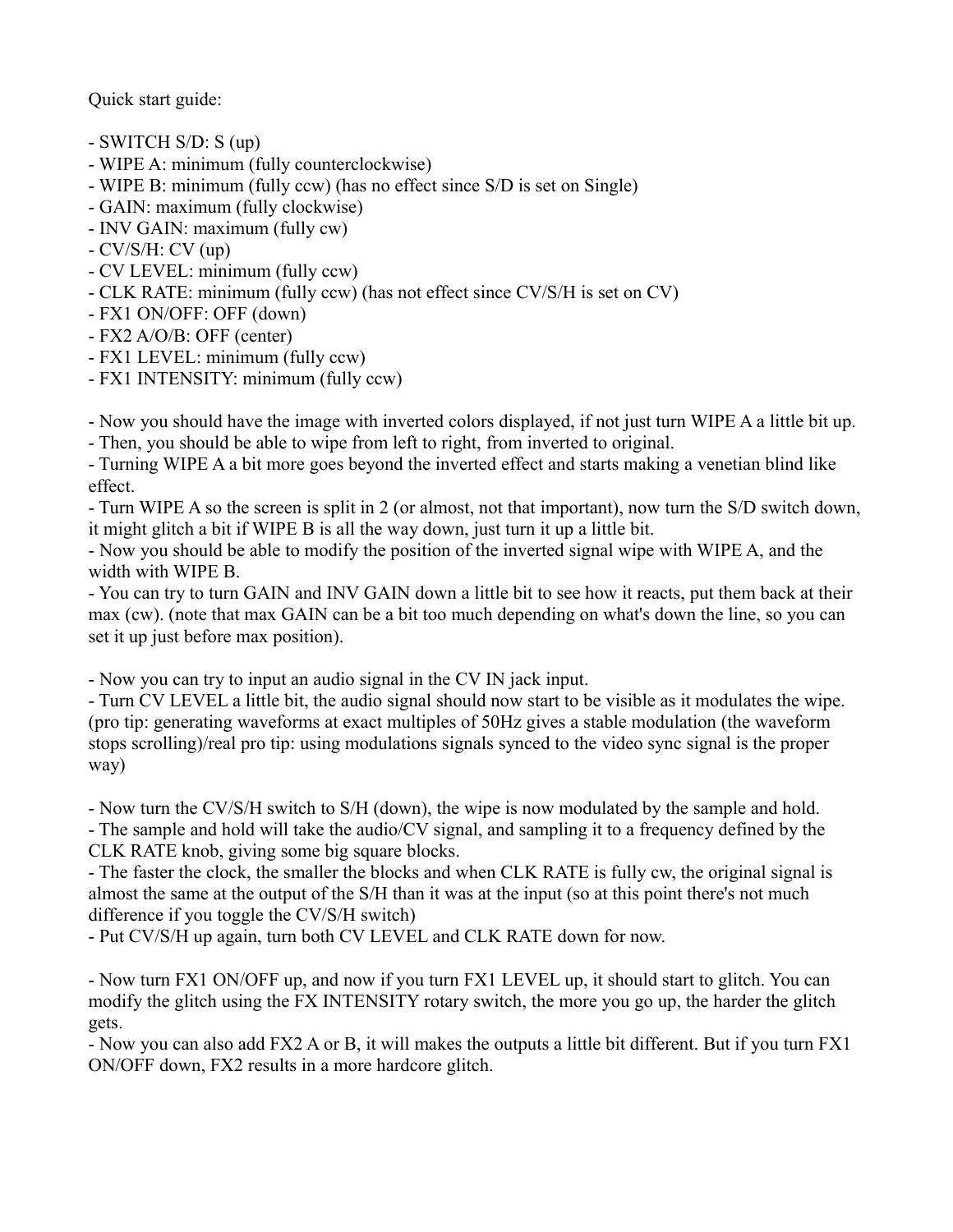Quick start guide:

- SWITCH S/D: S (up)
- WIPE A: minimum (fully counterclockwise)
- WIPE B: minimum (fully ccw) (has no effect since S/D is set on Single)
- GAIN: maximum (fully clockwise)
- INV GAIN: maximum (fully cw)
- CV/S/H: CV (up)
- CV LEVEL: minimum (fully ccw)
- CLK RATE: minimum (fully ccw) (has not effect since CV/S/H is set on CV)
- FX1 ON/OFF: OFF (down)
- FX2 A/O/B: OFF (center)
- FX1 LEVEL: minimum (fully ccw)
- FX1 INTENSITY: minimum (fully ccw)

- Now you should have the image with inverted colors displayed, if not just turn WIPE A a little bit up.
- Then, you should be able to wipe from left to right, from inverted to original.
- Turning WIPE A a bit more goes beyond the inverted effect and starts making a venetian blind like effect.
- Turn WIPE A so the screen is split in 2 (or almost, not that important), now turn the S/D switch down, it might glitch a bit if WIPE B is all the way down, just turn it up a little bit.
- Now you should be able to modify the position of the inverted signal wipe with WIPE A, and the width with WIPE B.
- You can try to turn GAIN and INV GAIN down a little bit to see how it reacts, put them back at their max (cw). (note that max GAIN can be a bit too much depending on what's down the line, so you can set it up just before max position).

- Now you can try to input an audio signal in the CV IN jack input.
- Turn CV LEVEL a little bit, the audio signal should now start to be visible as it modulates the wipe. (pro tip: generating waveforms at exact multiples of 50Hz gives a stable modulation (the waveform stops scrolling)/real pro tip: using modulations signals synced to the video sync signal is the proper way)

- Now turn the CV/S/H switch to S/H (down), the wipe is now modulated by the sample and hold.
- The sample and hold will take the audio/CV signal, and sampling it to a frequency defined by the CLK RATE knob, giving some big square blocks.
- The faster the clock, the smaller the blocks and when CLK RATE is fully cw, the original signal is almost the same at the output of the S/H than it was at the input (so at this point there's not much difference if you toggle the CV/S/H switch)
- Put CV/S/H up again, turn both CV LEVEL and CLK RATE down for now.

- Now turn FX1 ON/OFF up, and now if you turn FX1 LEVEL up, it should start to glitch. You can modify the glitch using the FX INTENSITY rotary switch, the more you go up, the harder the glitch gets.
- Now you can also add FX2 A or B, it will makes the outputs a little bit different. But if you turn FX1 ON/OFF down, FX2 results in a more hardcore glitch.